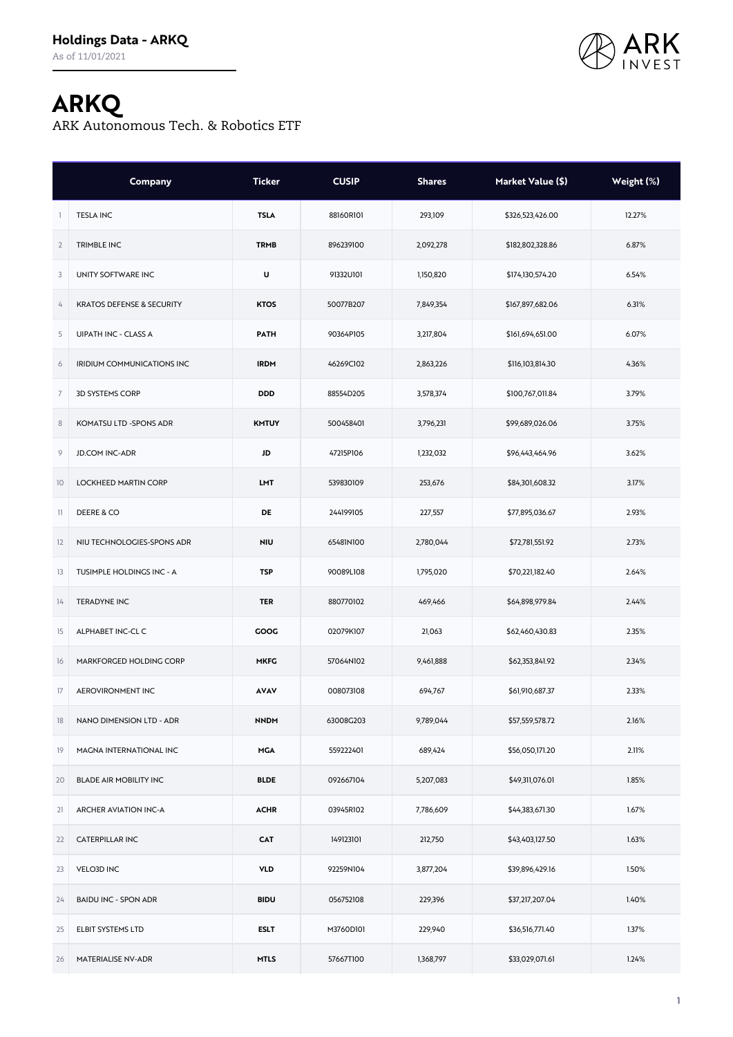**Holdings Data - ARKQ**

As of 11/01/2021

# ARKQ

ARK Autonomous Tech. & Robotics ETF

| | Company | Ticker | CUSIP | Shares | Market Value ($) | Weight (%) |
|---|---|---|---|---|---|---|
| 1 | TESLA INC | TSLA | 88160R101 | 293,109 | $326,523,426.00 | 12.27% |
| 2 | TRIMBLE INC | TRMB | 896239100 | 2,092,278 | $182,802,328.86 | 6.87% |
| 3 | UNITY SOFTWARE INC | U | 91332U101 | 1,150,820 | $174,130,574.20 | 6.54% |
| 4 | KRATOS DEFENSE & SECURITY | KTOS | 50077B207 | 7,849,354 | $167,897,682.06 | 6.31% |
| 5 | UIPATH INC - CLASS A | PATH | 90364P105 | 3,217,804 | $161,694,651.00 | 6.07% |
| 6 | IRIDIUM COMMUNICATIONS INC | IRDM | 46269C102 | 2,863,226 | $116,103,814.30 | 4.36% |
| 7 | 3D SYSTEMS CORP | DDD | 88554D205 | 3,578,374 | $100,767,011.84 | 3.79% |
| 8 | KOMATSU LTD -SPONS ADR | KMTUY | 500458401 | 3,796,231 | $99,689,026.06 | 3.75% |
| 9 | JD.COM INC-ADR | JD | 47215P106 | 1,232,032 | $96,443,464.96 | 3.62% |
| 10 | LOCKHEED MARTIN CORP | LMT | 539830109 | 253,676 | $84,301,608.32 | 3.17% |
| 11 | DEERE & CO | DE | 244199105 | 227,557 | $77,895,036.67 | 2.93% |
| 12 | NIU TECHNOLOGIES-SPONS ADR | NIU | 65481N100 | 2,780,044 | $72,781,551.92 | 2.73% |
| 13 | TUSIMPLE HOLDINGS INC - A | TSP | 90089L108 | 1,795,020 | $70,221,182.40 | 2.64% |
| 14 | TERADYNE INC | TER | 880770102 | 469,466 | $64,898,979.84 | 2.44% |
| 15 | ALPHABET INC-CL C | GOOG | 02079K107 | 21,063 | $62,460,430.83 | 2.35% |
| 16 | MARKFORGED HOLDING CORP | MKFG | 57064N102 | 9,461,888 | $62,353,841.92 | 2.34% |
| 17 | AEROVIRONMENT INC | AVAV | 008073108 | 694,767 | $61,910,687.37 | 2.33% |
| 18 | NANO DIMENSION LTD - ADR | NNDM | 63008G203 | 9,789,044 | $57,559,578.72 | 2.16% |
| 19 | MAGNA INTERNATIONAL INC | MGA | 559222401 | 689,424 | $56,050,171.20 | 2.11% |
| 20 | BLADE AIR MOBILITY INC | BLDE | 092667104 | 5,207,083 | $49,311,076.01 | 1.85% |
| 21 | ARCHER AVIATION INC-A | ACHR | 03945R102 | 7,786,609 | $44,383,671.30 | 1.67% |
| 22 | CATERPILLAR INC | CAT | 149123101 | 212,750 | $43,403,127.50 | 1.63% |
| 23 | VELO3D INC | VLD | 92259N104 | 3,877,204 | $39,896,429.16 | 1.50% |
| 24 | BAIDU INC - SPON ADR | BIDU | 056752108 | 229,396 | $37,217,207.04 | 1.40% |
| 25 | ELBIT SYSTEMS LTD | ESLT | M3760D101 | 229,940 | $36,516,771.40 | 1.37% |
| 26 | MATERIALISE NV-ADR | MTLS | 57667T100 | 1,368,797 | $33,029,071.61 | 1.24% |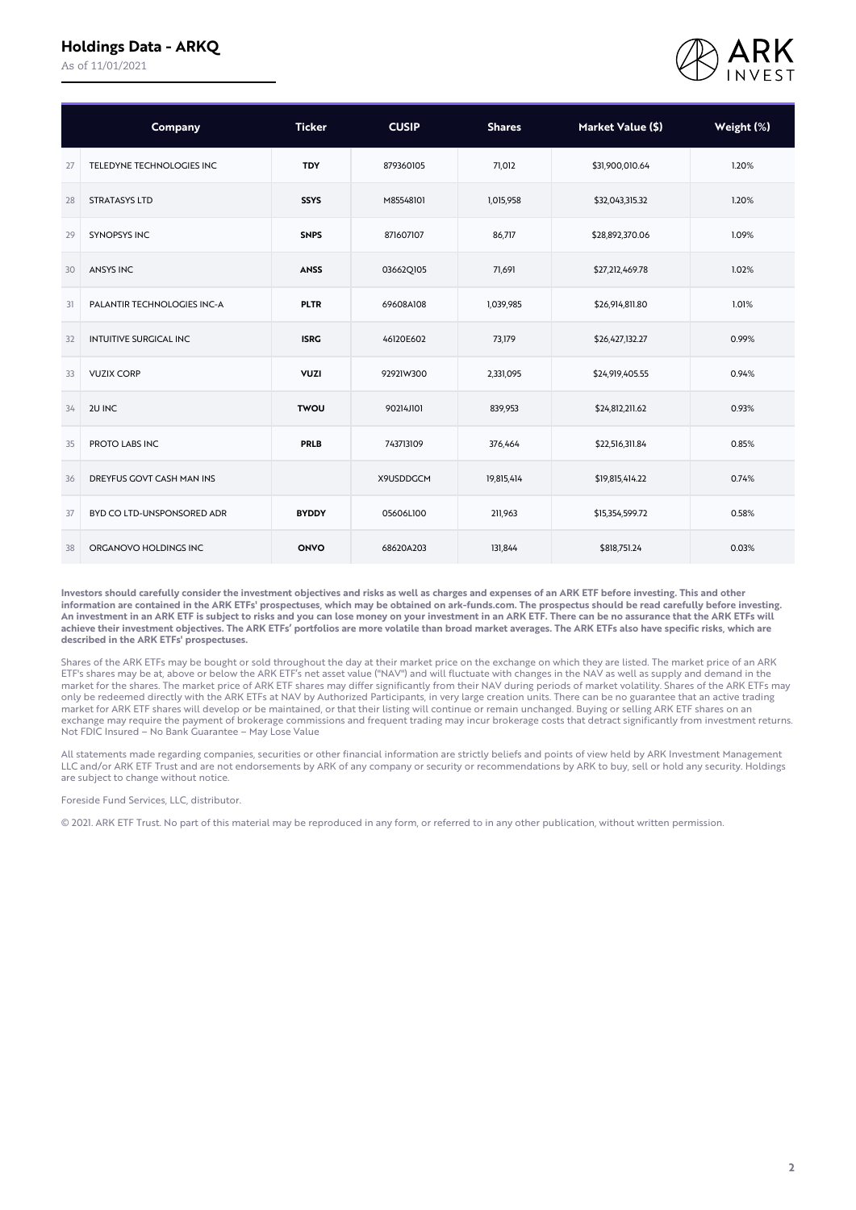## Holdings Data - ARKQ

As of 11/01/2021

| | Company | Ticker | CUSIP | Shares | Market Value ($) | Weight (%) |
|---|---|---|---|---|---|---|
| 27 | TELEDYNE TECHNOLOGIES INC | TDY | 879360105 | 71,012 | $31,900,010.64 | 1.20% |
| 28 | STRATASYS LTD | SSYS | M85548101 | 1,015,958 | $32,043,315.32 | 1.20% |
| 29 | SYNOPSYS INC | SNPS | 871607107 | 86,717 | $28,892,370.06 | 1.09% |
| 30 | ANSYS INC | ANSS | 03662Q105 | 71,691 | $27,212,469.78 | 1.02% |
| 31 | PALANTIR TECHNOLOGIES INC-A | PLTR | 69608A108 | 1,039,985 | $26,914,811.80 | 1.01% |
| 32 | INTUITIVE SURGICAL INC | ISRG | 46120E602 | 73,179 | $26,427,132.27 | 0.99% |
| 33 | VUZIX CORP | VUZI | 92921W300 | 2,331,095 | $24,919,405.55 | 0.94% |
| 34 | 2U INC | TWOU | 90214J101 | 839,953 | $24,812,211.62 | 0.93% |
| 35 | PROTO LABS INC | PRLB | 743713109 | 376,464 | $22,516,311.84 | 0.85% |
| 36 | DREYFUS GOVT CASH MAN INS | | X9USDDGCM | 19,815,414 | $19,815,414.22 | 0.74% |
| 37 | BYD CO LTD-UNSPONSORED ADR | BYDDY | 05606L100 | 211,963 | $15,354,599.72 | 0.58% |
| 38 | ORGANOVO HOLDINGS INC | ONVO | 68620A203 | 131,844 | $818,751.24 | 0.03% |

**Investors should carefully consider the investment objectives and risks as well as charges and expenses of an ARK ETF before investing. This and other information are contained in the ARK ETFs' prospectuses, which may be obtained on ark-funds.com. The prospectus should be read carefully before investing. An investment in an ARK ETF is subject to risks and you can lose money on your investment in an ARK ETF. There can be no assurance that the ARK ETFs will achieve their investment objectives. The ARK ETFs' portfolios are more volatile than broad market averages. The ARK ETFs also have specific risks, which are described in the ARK ETFs' prospectuses.**

Shares of the ARK ETFs may be bought or sold throughout the day at their market price on the exchange on which they are listed. The market price of an ARK ETF's shares may be at, above or below the ARK ETF's net asset value ("NAV") and will fluctuate with changes in the NAV as well as supply and demand in the market for the shares. The market price of ARK ETF shares may differ significantly from their NAV during periods of market volatility. Shares of the ARK ETFs may only be redeemed directly with the ARK ETFs at NAV by Authorized Participants, in very large creation units. There can be no guarantee that an active trading market for ARK ETF shares will develop or be maintained, or that their listing will continue or remain unchanged. Buying or selling ARK ETF shares on an exchange may require the payment of brokerage commissions and frequent trading may incur brokerage costs that detract significantly from investment returns. Not FDIC Insured – No Bank Guarantee – May Lose Value

All statements made regarding companies, securities or other financial information are strictly beliefs and points of view held by ARK Investment Management LLC and/or ARK ETF Trust and are not endorsements by ARK of any company or security or recommendations by ARK to buy, sell or hold any security. Holdings are subject to change without notice.

Foreside Fund Services, LLC, distributor.

© 2021. ARK ETF Trust. No part of this material may be reproduced in any form, or referred to in any other publication, without written permission.